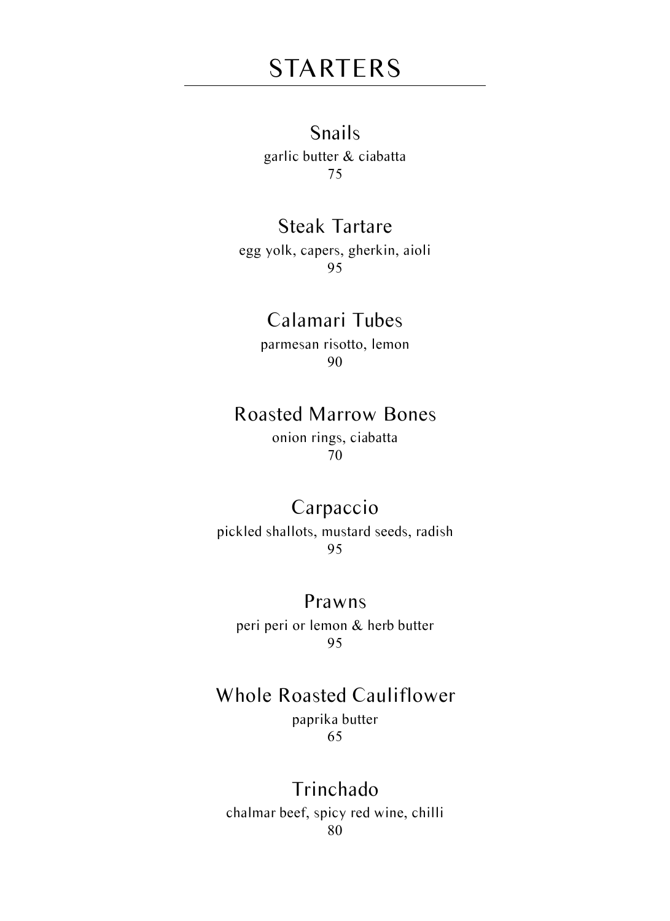# STARTERS

## Snails
garlic butter & ciabatta
75

## Steak Tartare
egg yolk, capers, gherkin, aioli
95

## Calamari Tubes
parmesan risotto, lemon
90

## Roasted Marrow Bones
onion rings, ciabatta
70

## Carpaccio
pickled shallots, mustard seeds, radish
95

## Prawns
peri peri or lemon & herb butter
95

## Whole Roasted Cauliflower
paprika butter
65

## Trinchado
chalmar beef, spicy red wine, chilli
80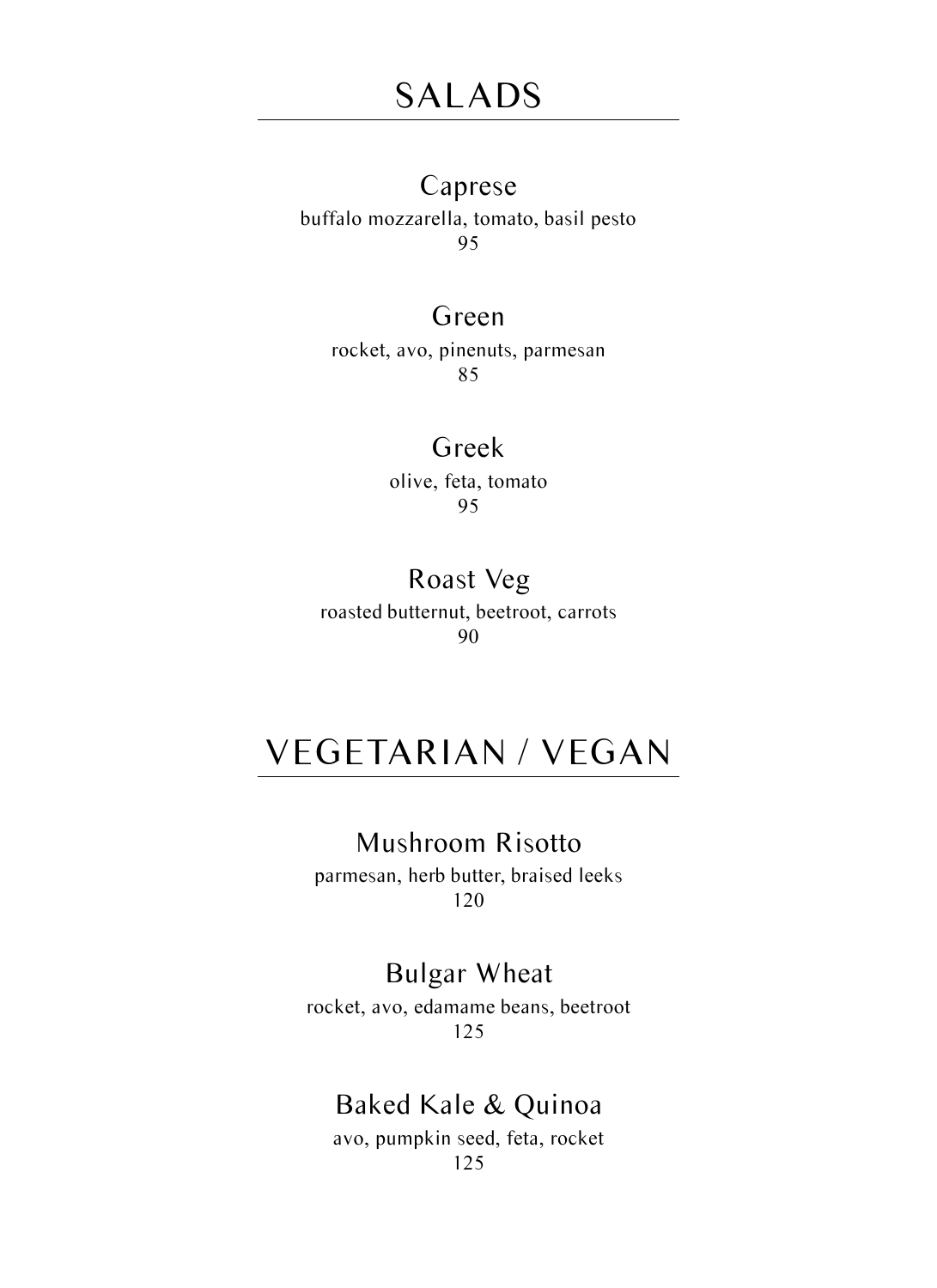# SALADS

### Caprese

buffalo mozzarella, tomato, basil pesto

95

### Green

rocket, avo, pinenuts, parmesan

85

### Greek

olive, feta, tomato

95

### Roast Veg

roasted butternut, beetroot, carrots

90

# VEGETARIAN / VEGAN

### Mushroom Risotto

parmesan, herb butter, braised leeks

120

### Bulgar Wheat

rocket, avo, edamame beans, beetroot

125

### Baked Kale & Quinoa

avo, pumpkin seed, feta, rocket

125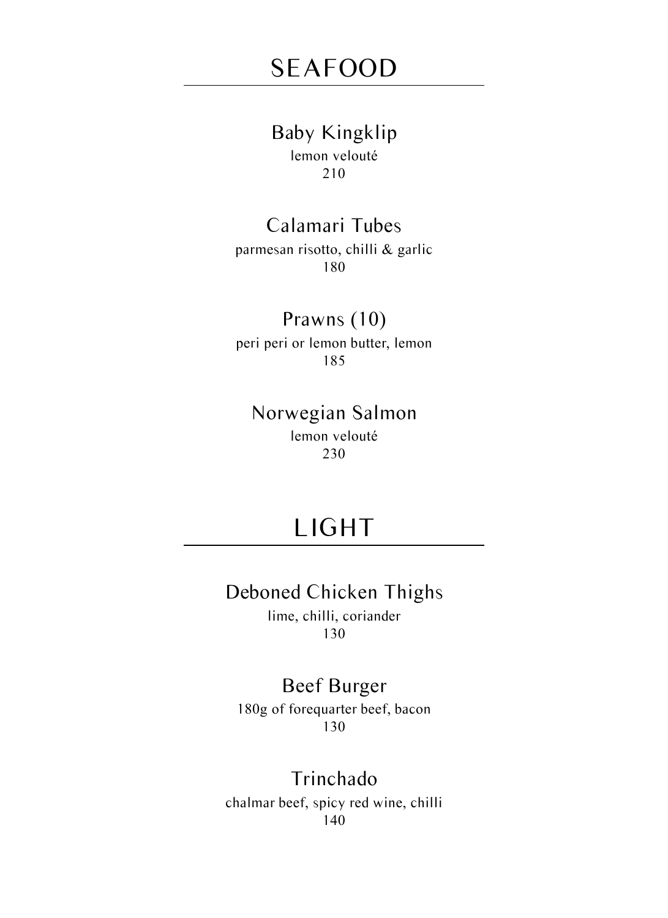# SEAFOOD

### Baby Kingklip
lemon velouté
210

### Calamari Tubes
parmesan risotto, chilli & garlic
180

### Prawns (10)
peri peri or lemon butter, lemon
185

### Norwegian Salmon
lemon velouté
230

# LIGHT

### Deboned Chicken Thighs
lime, chilli, coriander
130

### Beef Burger
180g of forequarter beef, bacon
130

### Trinchado
chalmar beef, spicy red wine, chilli
140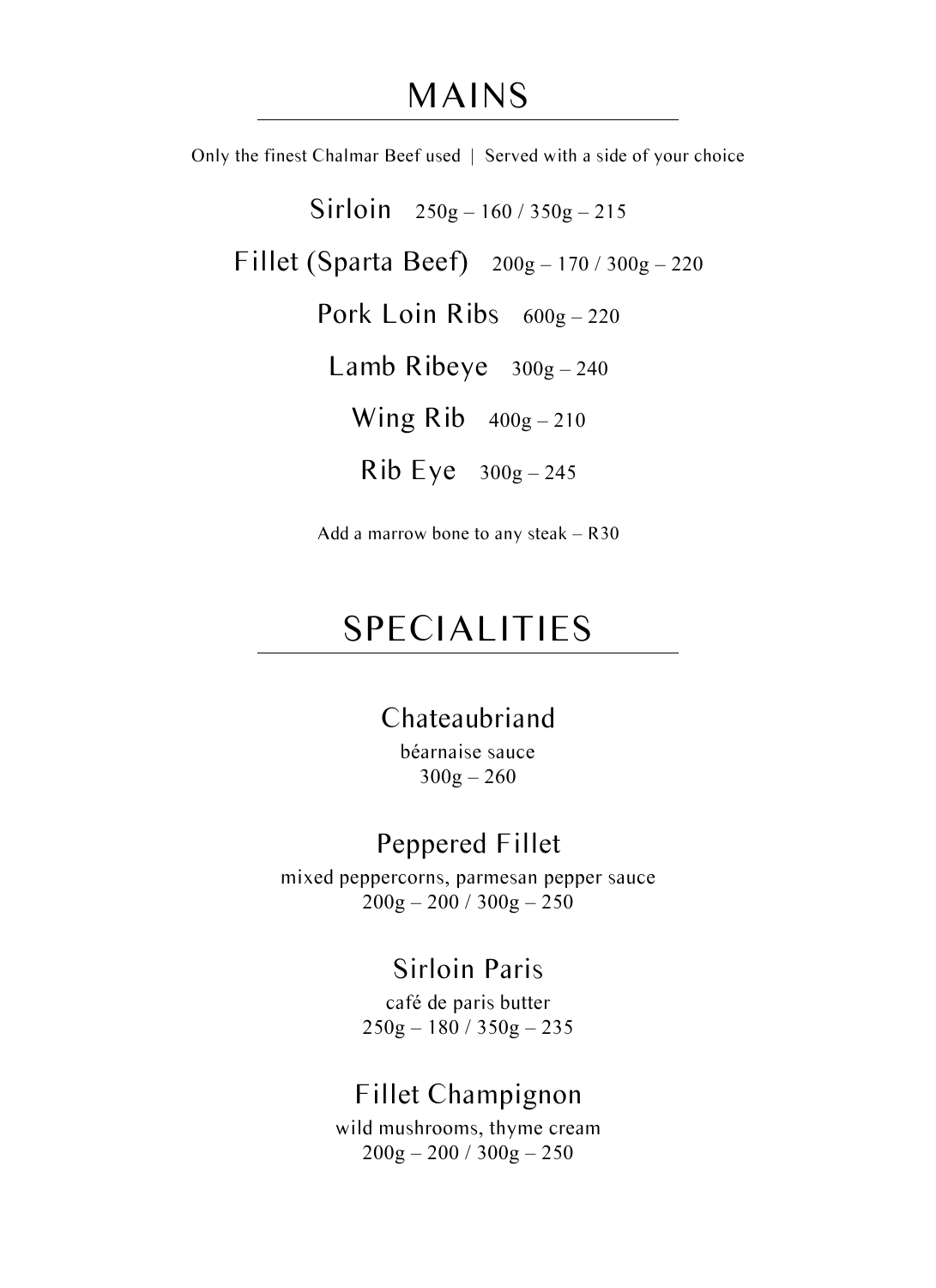# MAINS

Only the finest Chalmar Beef used | Served with a side of your choice

**Sirloin** 250g – 160 / 350g – 215

**Fillet (Sparta Beef)** 200g – 170 / 300g – 220

**Pork Loin Ribs** 600g – 220

**Lamb Ribeye** 300g – 240

**Wing Rib** 400g – 210

**Rib Eye** 300g – 245

Add a marrow bone to any steak – R30

# SPECIALITIES

### Chateaubriand

béarnaise sauce
300g – 260

### Peppered Fillet

mixed peppercorns, parmesan pepper sauce
200g – 200 / 300g – 250

### Sirloin Paris

café de paris butter
250g – 180 / 350g – 235

### Fillet Champignon

wild mushrooms, thyme cream
200g – 200 / 300g – 250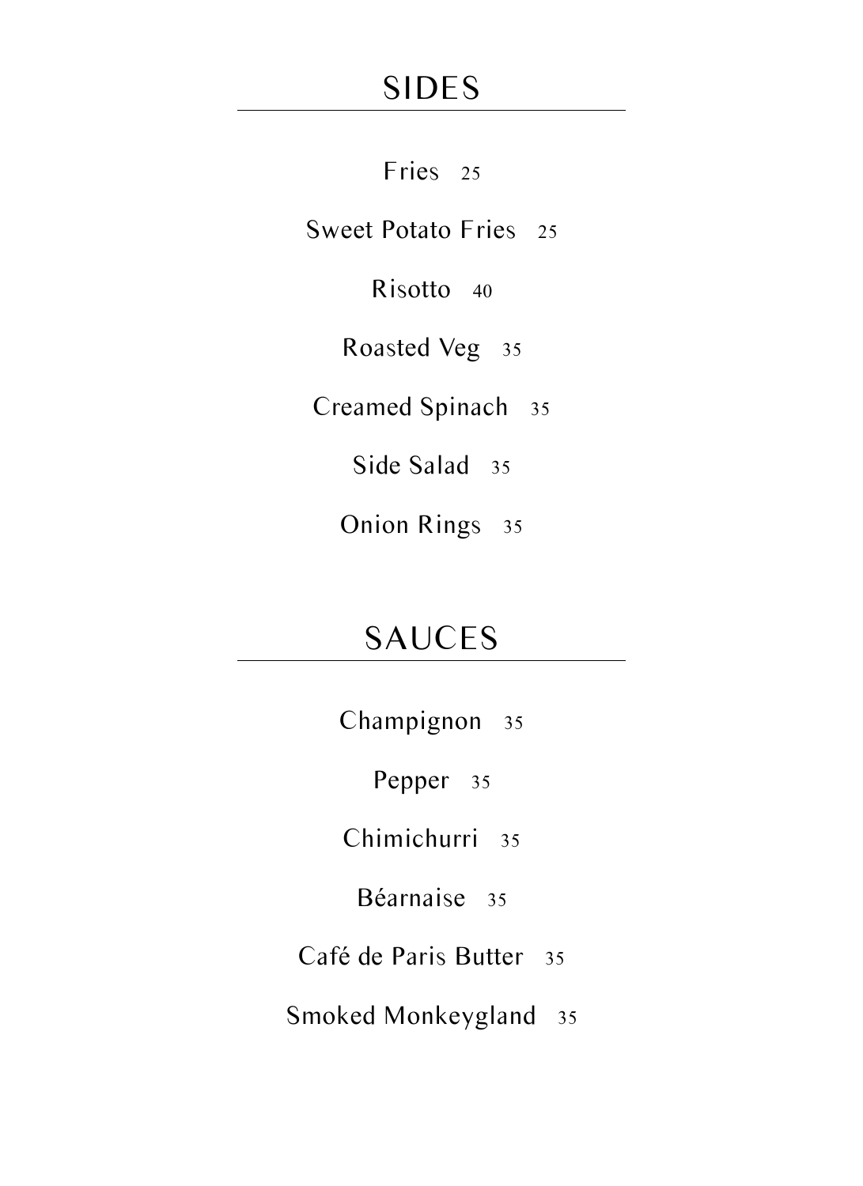# SIDES

Fries 25

Sweet Potato Fries 25

Risotto 40

Roasted Veg 35

Creamed Spinach 35

Side Salad 35

Onion Rings 35

# SAUCES

Champignon 35

Pepper 35

Chimichurri 35

Béarnaise 35

Café de Paris Butter 35

Smoked Monkeygland 35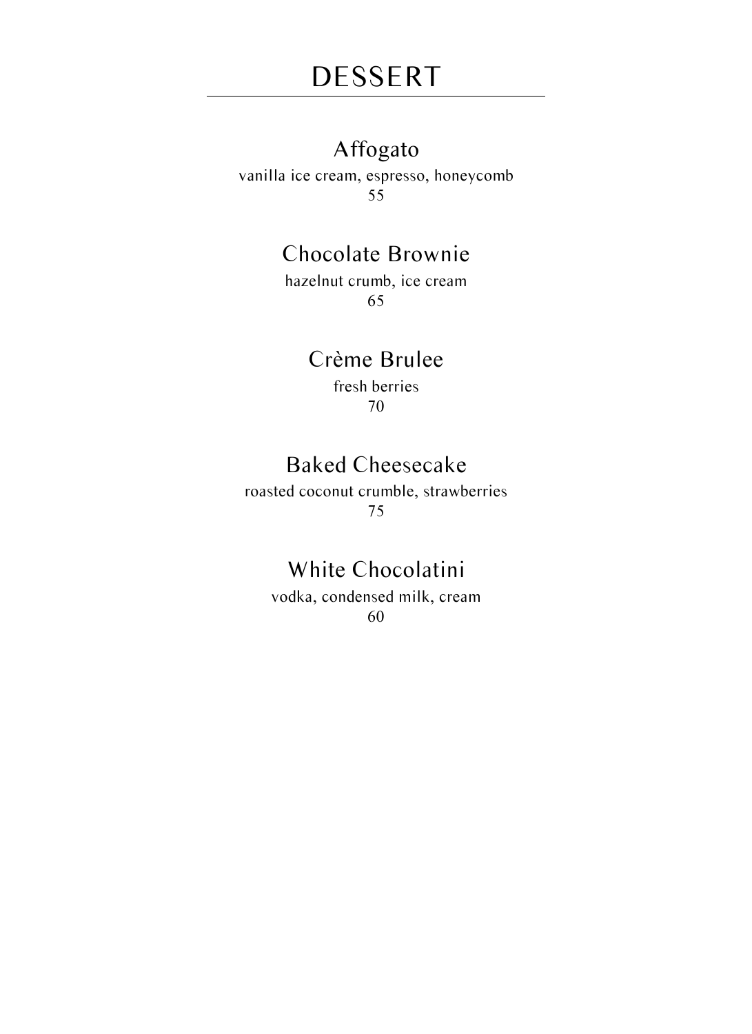# DESSERT

## Affogato

vanilla ice cream, espresso, honeycomb

55

## Chocolate Brownie

hazelnut crumb, ice cream

65

## Crème Brulee

fresh berries

70

## Baked Cheesecake

roasted coconut crumble, strawberries

75

## White Chocolatini

vodka, condensed milk, cream

60